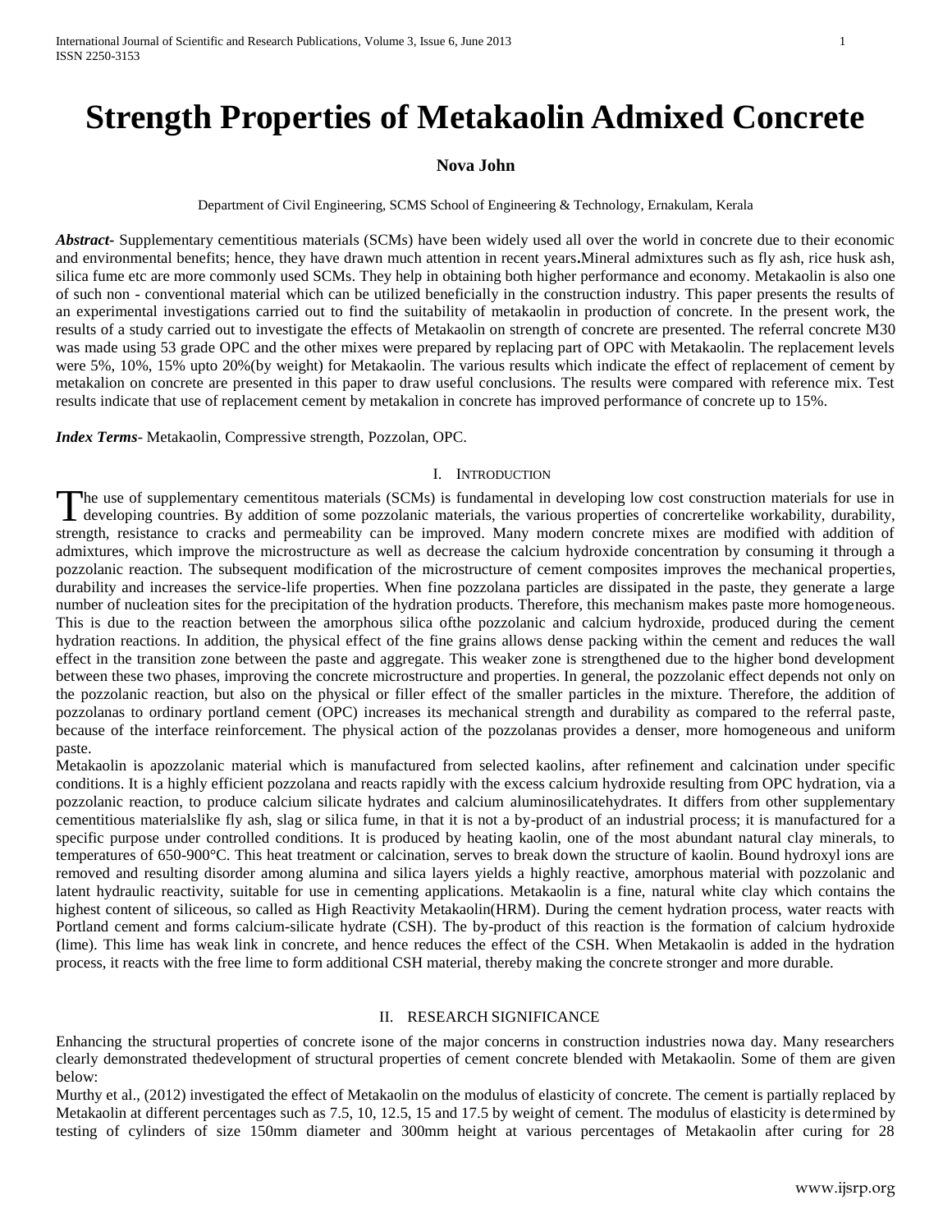# Strength Properties of Metakaolin Admixed Concrete

**Nova John**

Department of Civil Engineering, SCMS School of Engineering & Technology, Ernakulam, Kerala

***Abstract-*** Supplementary cementitious materials (SCMs) have been widely used all over the world in concrete due to their economic and environmental benefits; hence, they have drawn much attention in recent years**.**Mineral admixtures such as fly ash, rice husk ash, silica fume etc are more commonly used SCMs. They help in obtaining both higher performance and economy. Metakaolin is also one of such non - conventional material which can be utilized beneficially in the construction industry. This paper presents the results of an experimental investigations carried out to find the suitability of metakaolin in production of concrete. In the present work, the results of a study carried out to investigate the effects of Metakaolin on strength of concrete are presented. The referral concrete M30 was made using 53 grade OPC and the other mixes were prepared by replacing part of OPC with Metakaolin. The replacement levels were 5%, 10%, 15% upto 20%(by weight) for Metakaolin. The various results which indicate the effect of replacement of cement by metakalion on concrete are presented in this paper to draw useful conclusions. The results were compared with reference mix. Test results indicate that use of replacement cement by metakalion in concrete has improved performance of concrete up to 15%.

***Index Terms***- Metakaolin, Compressive strength, Pozzolan, OPC.

## I. Introduction

The use of supplementary cementitous materials (SCMs) is fundamental in developing low cost construction materials for use in developing countries. By addition of some pozzolanic materials, the various properties of concrertelike workability, durability, strength, resistance to cracks and permeability can be improved. Many modern concrete mixes are modified with addition of admixtures, which improve the microstructure as well as decrease the calcium hydroxide concentration by consuming it through a pozzolanic reaction. The subsequent modification of the microstructure of cement composites improves the mechanical properties, durability and increases the service-life properties. When fine pozzolana particles are dissipated in the paste, they generate a large number of nucleation sites for the precipitation of the hydration products. Therefore, this mechanism makes paste more homogeneous. This is due to the reaction between the amorphous silica ofthe pozzolanic and calcium hydroxide, produced during the cement hydration reactions. In addition, the physical effect of the fine grains allows dense packing within the cement and reduces the wall effect in the transition zone between the paste and aggregate. This weaker zone is strengthened due to the higher bond development between these two phases, improving the concrete microstructure and properties. In general, the pozzolanic effect depends not only on the pozzolanic reaction, but also on the physical or filler effect of the smaller particles in the mixture. Therefore, the addition of pozzolanas to ordinary portland cement (OPC) increases its mechanical strength and durability as compared to the referral paste, because of the interface reinforcement. The physical action of the pozzolanas provides a denser, more homogeneous and uniform paste.

Metakaolin is apozzolanic material which is manufactured from selected kaolins, after refinement and calcination under specific conditions. It is a highly efficient pozzolana and reacts rapidly with the excess calcium hydroxide resulting from OPC hydration, via a pozzolanic reaction, to produce calcium silicate hydrates and calcium aluminosilicatehydrates. It differs from other supplementary cementitious materialslike fly ash, slag or silica fume, in that it is not a by-product of an industrial process; it is manufactured for a specific purpose under controlled conditions. It is produced by heating kaolin, one of the most abundant natural clay minerals, to temperatures of 650-900°C. This heat treatment or calcination, serves to break down the structure of kaolin. Bound hydroxyl ions are removed and resulting disorder among alumina and silica layers yields a highly reactive, amorphous material with pozzolanic and latent hydraulic reactivity, suitable for use in cementing applications. Metakaolin is a fine, natural white clay which contains the highest content of siliceous, so called as High Reactivity Metakaolin(HRM). During the cement hydration process, water reacts with Portland cement and forms calcium-silicate hydrate (CSH). The by-product of this reaction is the formation of calcium hydroxide (lime). This lime has weak link in concrete, and hence reduces the effect of the CSH. When Metakaolin is added in the hydration process, it reacts with the free lime to form additional CSH material, thereby making the concrete stronger and more durable.

## II. Research Significance

Enhancing the structural properties of concrete isone of the major concerns in construction industries nowa day. Many researchers clearly demonstrated thedevelopment of structural properties of cement concrete blended with Metakaolin. Some of them are given below:

Murthy et al., (2012) investigated the effect of Metakaolin on the modulus of elasticity of concrete. The cement is partially replaced by Metakaolin at different percentages such as 7.5, 10, 12.5, 15 and 17.5 by weight of cement. The modulus of elasticity is determined by testing of cylinders of size 150mm diameter and 300mm height at various percentages of Metakaolin after curing for 28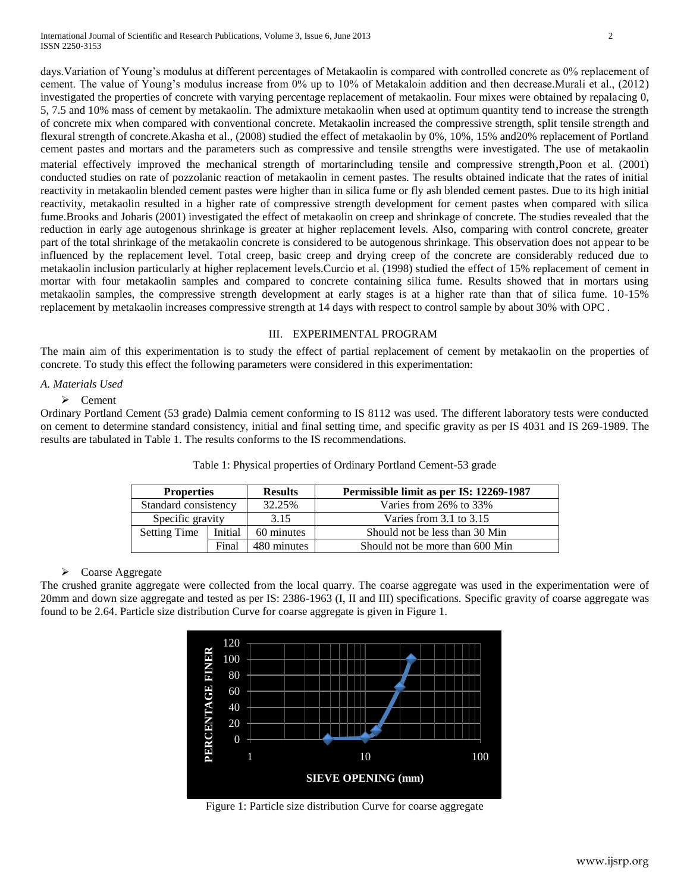days.Variation of Young's modulus at different percentages of Metakaolin is compared with controlled concrete as 0% replacement of cement. The value of Young's modulus increase from 0% up to 10% of Metakaloin addition and then decrease.Murali et al., (2012) investigated the properties of concrete with varying percentage replacement of metakaolin. Four mixes were obtained by repalacing 0, 5, 7.5 and 10% mass of cement by metakaolin. The admixture metakaolin when used at optimum quantity tend to increase the strength of concrete mix when compared with conventional concrete. Metakaolin increased the compressive strength, split tensile strength and flexural strength of concrete.Akasha et al., (2008) studied the effect of metakaolin by 0%, 10%, 15% and20% replacement of Portland cement pastes and mortars and the parameters such as compressive and tensile strengths were investigated. The use of metakaolin material effectively improved the mechanical strength of mortarincluding tensile and compressive strength,Poon et al. (2001) conducted studies on rate of pozzolanic reaction of metakaolin in cement pastes. The results obtained indicate that the rates of initial reactivity in metakaolin blended cement pastes were higher than in silica fume or fly ash blended cement pastes. Due to its high initial reactivity, metakaolin resulted in a higher rate of compressive strength development for cement pastes when compared with silica fume.Brooks and Joharis (2001) investigated the effect of metakaolin on creep and shrinkage of concrete. The studies revealed that the reduction in early age autogenous shrinkage is greater at higher replacement levels. Also, comparing with control concrete, greater part of the total shrinkage of the metakaolin concrete is considered to be autogenous shrinkage. This observation does not appear to be influenced by the replacement level. Total creep, basic creep and drying creep of the concrete are considerably reduced due to metakaolin inclusion particularly at higher replacement levels.Curcio et al. (1998) studied the effect of 15% replacement of cement in mortar with four metakaolin samples and compared to concrete containing silica fume. Results showed that in mortars using metakaolin samples, the compressive strength development at early stages is at a higher rate than that of silica fume. 10-15% replacement by metakaolin increases compressive strength at 14 days with respect to control sample by about 30% with OPC .

## III. EXPERIMENTAL PROGRAM

The main aim of this experimentation is to study the effect of partial replacement of cement by metakaolin on the properties of concrete. To study this effect the following parameters were considered in this experimentation:

### *A. Materials Used*

- Cement

Ordinary Portland Cement (53 grade) Dalmia cement conforming to IS 8112 was used. The different laboratory tests were conducted on cement to determine standard consistency, initial and final setting time, and specific gravity as per IS 4031 and IS 269-1989. The results are tabulated in Table 1. The results conforms to the IS recommendations.

Table 1: Physical properties of Ordinary Portland Cement-53 grade

| **Properties** | | **Results** | **Permissible limit as per IS: 12269-1987** |
|---|---|---|---|
| Standard consistency | | 32.25% | Varies from 26% to 33% |
| Specific gravity | | 3.15 | Varies from 3.1 to 3.15 |
| Setting Time | Initial | 60 minutes | Should not be less than 30 Min |
| | Final | 480 minutes | Should not be more than 600 Min |

- Coarse Aggregate

The crushed granite aggregate were collected from the local quarry. The coarse aggregate was used in the experimentation were of 20mm and down size aggregate and tested as per IS: 2386-1963 (I, II and III) specifications. Specific gravity of coarse aggregate was found to be 2.64. Particle size distribution Curve for coarse aggregate is given in Figure 1.

Figure 1: Particle size distribution Curve for coarse aggregate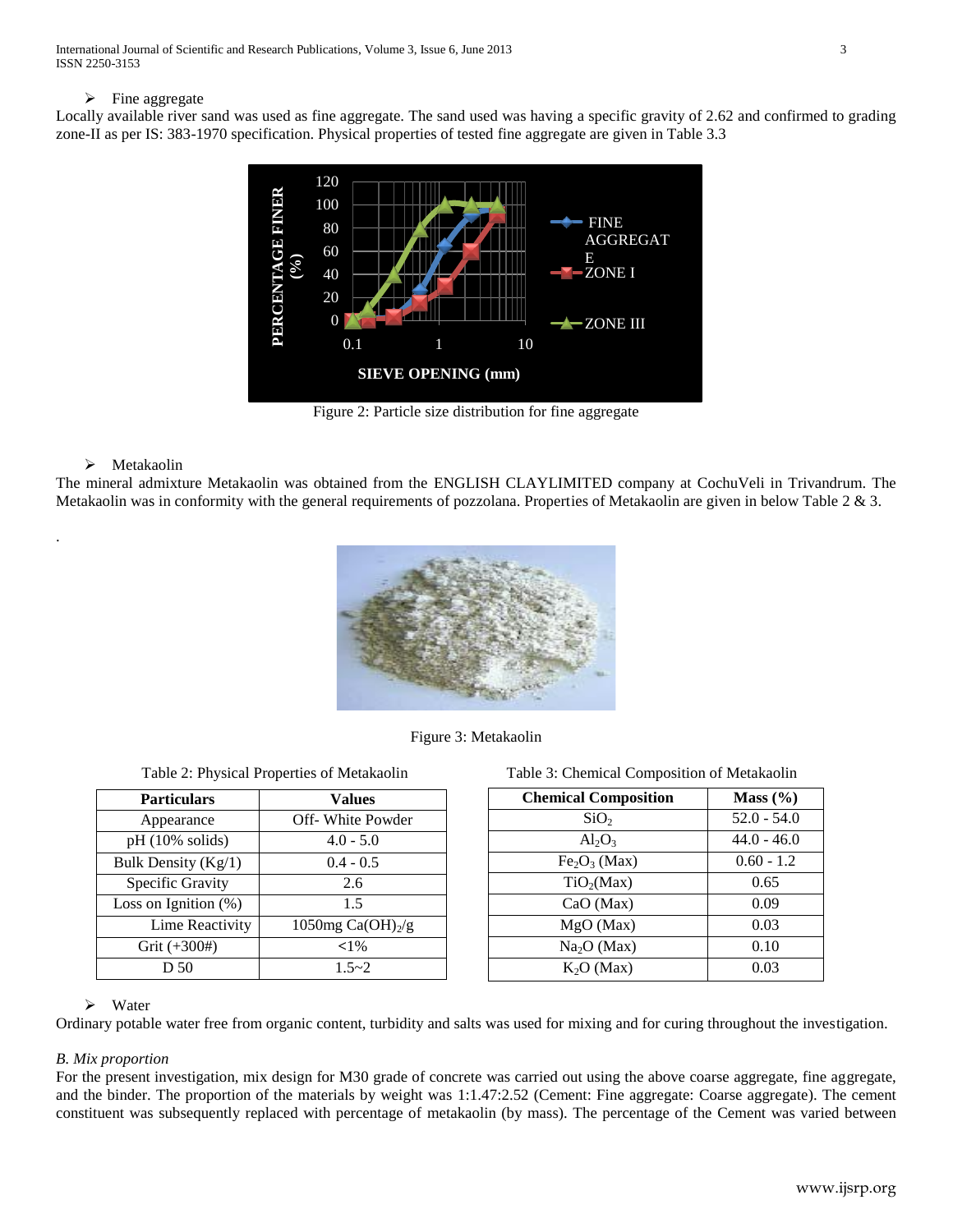- Fine aggregate

Locally available river sand was used as fine aggregate. The sand used was having a specific gravity of 2.62 and confirmed to grading zone-II as per IS: 383-1970 specification. Physical properties of tested fine aggregate are given in Table 3.3

Figure 2: Particle size distribution for fine aggregate

- Metakaolin

The mineral admixture Metakaolin was obtained from the ENGLISH CLAYLIMITED company at CochuVeli in Trivandrum. The Metakaolin was in conformity with the general requirements of pozzolana. Properties of Metakaolin are given in below Table 2 & 3.

.

Figure 3: Metakaolin

Table 2: Physical Properties of Metakaolin

| Particulars | Values |
|---|---|
| Appearance | Off- White Powder |
| pH (10% solids) | 4.0 - 5.0 |
| Bulk Density (Kg/1) | 0.4 - 0.5 |
| Specific Gravity | 2.6 |
| Loss on Ignition (%) | 1.5 |
| Lime Reactivity | 1050mg $Ca(OH)_2$/g |
| Grit (+300#) | <1% |
| D 50 | 1.5~2 |

Table 3: Chemical Composition of Metakaolin

| Chemical Composition | Mass (%) |
|---|---|
| $SiO_2$ | 52.0 - 54.0 |
| $Al_2O_3$ | 44.0 - 46.0 |
| $Fe_2O_3$ (Max) | 0.60 - 1.2 |
| $TiO_2$(Max) | 0.65 |
| CaO (Max) | 0.09 |
| MgO (Max) | 0.03 |
| $Na_2O$ (Max) | 0.10 |
| $K_2O$ (Max) | 0.03 |

- Water

Ordinary potable water free from organic content, turbidity and salts was used for mixing and for curing throughout the investigation.

*B. Mix proportion*

For the present investigation, mix design for M30 grade of concrete was carried out using the above coarse aggregate, fine aggregate, and the binder. The proportion of the materials by weight was 1:1.47:2.52 (Cement: Fine aggregate: Coarse aggregate). The cement constituent was subsequently replaced with percentage of metakaolin (by mass). The percentage of the Cement was varied between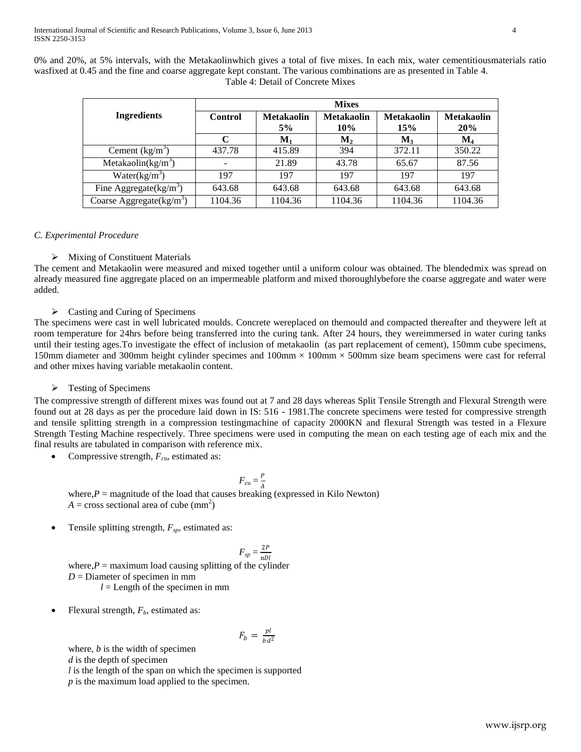0% and 20%, at 5% intervals, with the Metakaolinwhich gives a total of five mixes. In each mix, water cementitiousmaterials ratio wasfixed at 0.45 and the fine and coarse aggregate kept constant. The various combinations are as presented in Table 4.

Table 4: Detail of Concrete Mixes

| Ingredients | Mixes | | | | |
|---|---|---|---|---|---|
| | Control | Metakaolin 5% | Metakaolin 10% | Metakaolin 15% | Metakaolin 20% |
| | C | $M_1$ | $M_2$ | $M_3$ | $M_4$ |
| Cement ($kg/m^3$) | 437.78 | 415.89 | 394 | 372.11 | 350.22 |
| Metakaolin($kg/m^3$) | - | 21.89 | 43.78 | 65.67 | 87.56 |
| Water($kg/m^3$) | 197 | 197 | 197 | 197 | 197 |
| Fine Aggregate($kg/m^3$) | 643.68 | 643.68 | 643.68 | 643.68 | 643.68 |
| Coarse Aggregate($kg/m^3$) | 1104.36 | 1104.36 | 1104.36 | 1104.36 | 1104.36 |

### *C. Experimental Procedure*

➢ Mixing of Constituent Materials

The cement and Metakaolin were measured and mixed together until a uniform colour was obtained. The blendedmix was spread on already measured fine aggregate placed on an impermeable platform and mixed thoroughlybefore the coarse aggregate and water were added.

➢ Casting and Curing of Specimens

The specimens were cast in well lubricated moulds. Concrete wereplaced on themould and compacted thereafter and theywere left at room temperature for 24hrs before being transferred into the curing tank. After 24 hours, they wereimmersed in water curing tanks until their testing ages.To investigate the effect of inclusion of metakaolin (as part replacement of cement), 150mm cube specimens, 150mm diameter and 300mm height cylinder specimes and 100mm × 100mm × 500mm size beam specimens were cast for referral and other mixes having variable metakaolin content.

➢ Testing of Specimens

The compressive strength of different mixes was found out at 7 and 28 days whereas Split Tensile Strength and Flexural Strength were found out at 28 days as per the procedure laid down in IS: 516 - 1981.The concrete specimens were tested for compressive strength and tensile splitting strength in a compression testingmachine of capacity 2000KN and flexural Strength was tested in a Flexure Strength Testing Machine respectively. Three specimens were used in computing the mean on each testing age of each mix and the final results are tabulated in comparison with reference mix.

- Compressive strength, $F_{cu}$, estimated as:

$$F_{cu} = \frac{P}{A}$$

where, $P$ = magnitude of the load that causes breaking (expressed in Kilo Newton)
$A$ = cross sectional area of cube ($mm^2$)

- Tensile splitting strength, $F_{sp}$, estimated as:

$$F_{sp} = \frac{2P}{\pi Dl}$$

where, $P$ = maximum load causing splitting of the cylinder
$D$ = Diameter of specimen in mm
$l$ = Length of the specimen in mm

- Flexural strength, $F_b$, estimated as:

$$F_b = \frac{pl}{bd^2}$$

where, $b$ is the width of specimen
$d$ is the depth of specimen
$l$ is the length of the span on which the specimen is supported
$p$ is the maximum load applied to the specimen.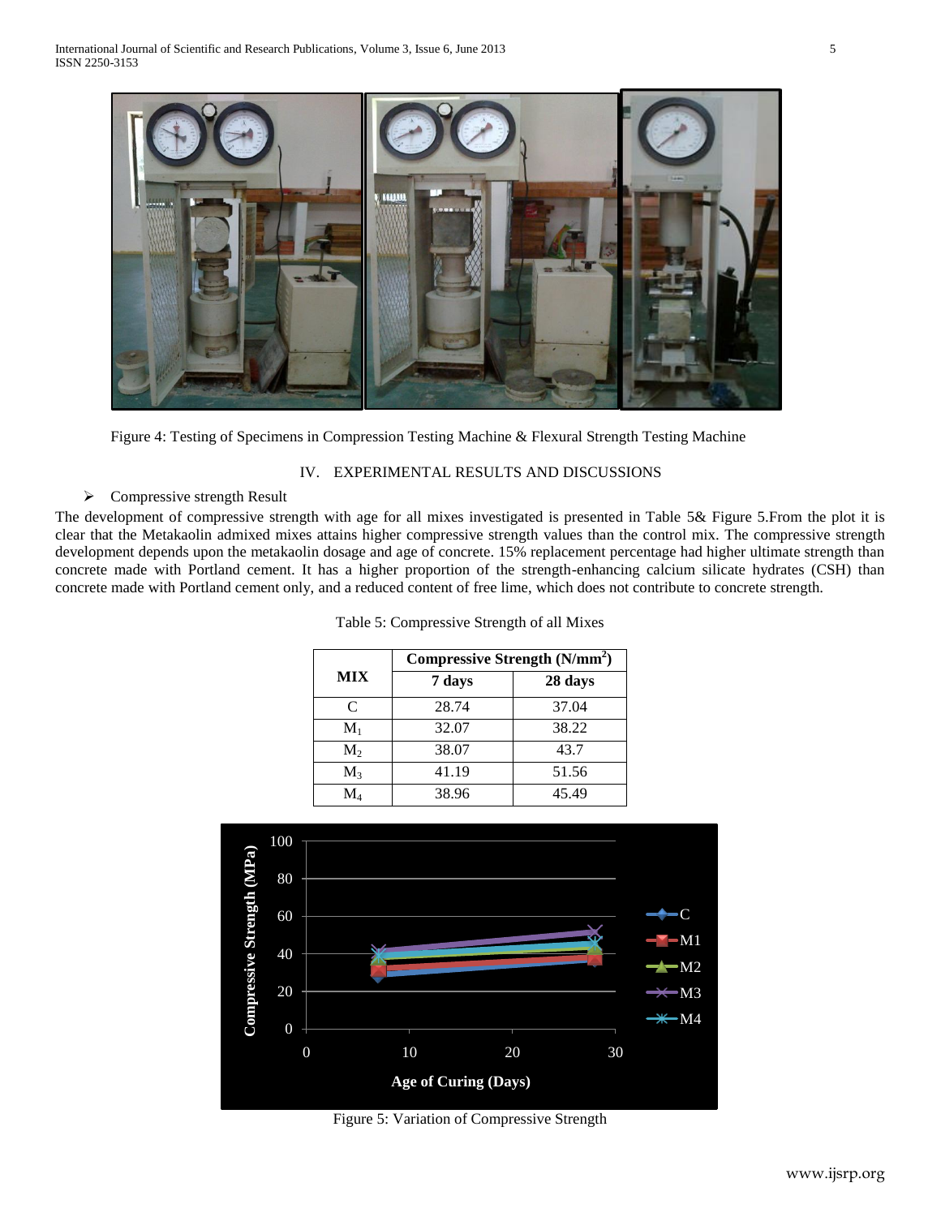Figure 4: Testing of Specimens in Compression Testing Machine & Flexural Strength Testing Machine

## IV. EXPERIMENTAL RESULTS AND DISCUSSIONS

➢ Compressive strength Result

The development of compressive strength with age for all mixes investigated is presented in Table 5& Figure 5.From the plot it is clear that the Metakaolin admixed mixes attains higher compressive strength values than the control mix. The compressive strength development depends upon the metakaolin dosage and age of concrete. 15% replacement percentage had higher ultimate strength than concrete made with Portland cement. It has a higher proportion of the strength-enhancing calcium silicate hydrates (CSH) than concrete made with Portland cement only, and a reduced content of free lime, which does not contribute to concrete strength.

Table 5: Compressive Strength of all Mixes

| MIX | Compressive Strength ($N/mm^2$) | |
|---|---|---|
| | 7 days | 28 days |
| C | 28.74 | 37.04 |
| $M_1$ | 32.07 | 38.22 |
| $M_2$ | 38.07 | 43.7 |
| $M_3$ | 41.19 | 51.56 |
| $M_4$ | 38.96 | 45.49 |

Figure 5: Variation of Compressive Strength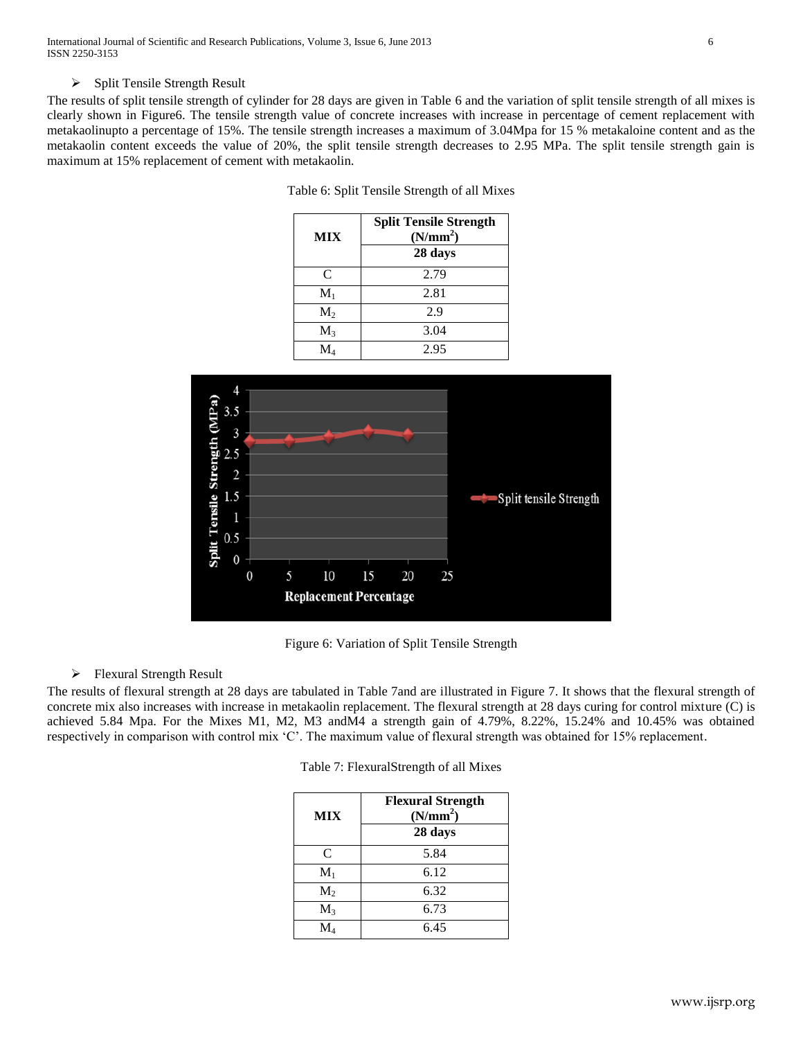- Split Tensile Strength Result

The results of split tensile strength of cylinder for 28 days are given in Table 6 and the variation of split tensile strength of all mixes is clearly shown in Figure6. The tensile strength value of concrete increases with increase in percentage of cement replacement with metakaolinupto a percentage of 15%. The tensile strength increases a maximum of 3.04Mpa for 15 % metakaloine content and as the metakaolin content exceeds the value of 20%, the split tensile strength decreases to 2.95 MPa. The split tensile strength gain is maximum at 15% replacement of cement with metakaolin.

Table 6: Split Tensile Strength of all Mixes

| MIX | Split Tensile Strength ($N/mm^2$) 28 days |
|---|---|
| C | 2.79 |
| $M_1$ | 2.81 |
| $M_2$ | 2.9 |
| $M_3$ | 3.04 |
| $M_4$ | 2.95 |

Figure 6: Variation of Split Tensile Strength

- Flexural Strength Result

The results of flexural strength at 28 days are tabulated in Table 7and are illustrated in Figure 7. It shows that the flexural strength of concrete mix also increases with increase in metakaolin replacement. The flexural strength at 28 days curing for control mixture (C) is achieved 5.84 Mpa. For the Mixes M1, M2, M3 andM4 a strength gain of 4.79%, 8.22%, 15.24% and 10.45% was obtained respectively in comparison with control mix 'C'. The maximum value of flexural strength was obtained for 15% replacement.

Table 7: FlexuralStrength of all Mixes

| MIX | Flexural Strength ($N/mm^2$) 28 days |
|---|---|
| C | 5.84 |
| $M_1$ | 6.12 |
| $M_2$ | 6.32 |
| $M_3$ | 6.73 |
| $M_4$ | 6.45 |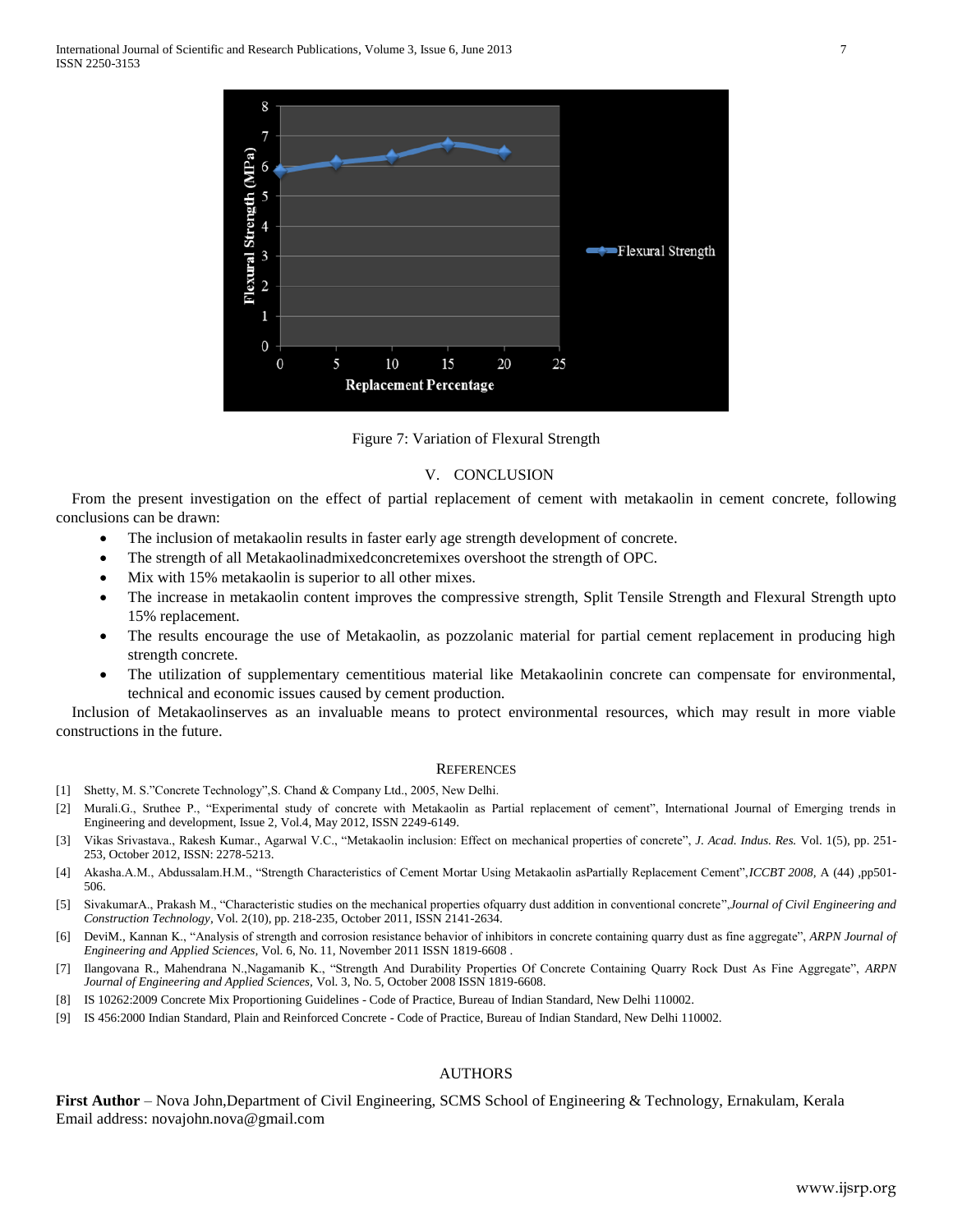8
7
6
5
4
3
2
1
0
0 5 10 15 20 25
Flexural Strength (MPa)
Replacement Percentage
Flexural Strength

Figure 7: Variation of Flexural Strength

## V. CONCLUSION

From the present investigation on the effect of partial replacement of cement with metakaolin in cement concrete, following conclusions can be drawn:

- The inclusion of metakaolin results in faster early age strength development of concrete.
- The strength of all Metakaolinadmixedconcretemixes overshoot the strength of OPC.
- Mix with 15% metakaolin is superior to all other mixes.
- The increase in metakaolin content improves the compressive strength, Split Tensile Strength and Flexural Strength upto 15% replacement.
- The results encourage the use of Metakaolin, as pozzolanic material for partial cement replacement in producing high strength concrete.
- The utilization of supplementary cementitious material like Metakaolinin concrete can compensate for environmental, technical and economic issues caused by cement production.

Inclusion of Metakaolinserves as an invaluable means to protect environmental resources, which may result in more viable constructions in the future.

## REFERENCES

[1] Shetty, M. S."Concrete Technology",S. Chand & Company Ltd., 2005, New Delhi.

[2] Murali.G., Sruthee P., "Experimental study of concrete with Metakaolin as Partial replacement of cement", International Journal of Emerging trends in Engineering and development, Issue 2, Vol.4, May 2012, ISSN 2249-6149.

[3] Vikas Srivastava., Rakesh Kumar., Agarwal V.C., "Metakaolin inclusion: Effect on mechanical properties of concrete", *J. Acad. Indus. Res.* Vol. 1(5), pp. 251-253, October 2012, ISSN: 2278-5213.

[4] Akasha.A.M., Abdussalam.H.M., "Strength Characteristics of Cement Mortar Using Metakaolin asPartially Replacement Cement",*ICCBT 2008*, A (44) ,pp501-506.

[5] SivakumarA., Prakash M., "Characteristic studies on the mechanical properties ofquarry dust addition in conventional concrete",*Journal of Civil Engineering and Construction Technology*, Vol. 2(10), pp. 218-235, October 2011, ISSN 2141-2634.

[6] DeviM., Kannan K., "Analysis of strength and corrosion resistance behavior of inhibitors in concrete containing quarry dust as fine aggregate", *ARPN Journal of Engineering and Applied Sciences*, Vol. 6, No. 11, November 2011 ISSN 1819-6608 .

[7] Ilangovana R., Mahendrana N.,Nagamanib K., "Strength And Durability Properties Of Concrete Containing Quarry Rock Dust As Fine Aggregate", *ARPN Journal of Engineering and Applied Sciences*, Vol. 3, No. 5, October 2008 ISSN 1819-6608.

[8] IS 10262:2009 Concrete Mix Proportioning Guidelines - Code of Practice, Bureau of Indian Standard, New Delhi 110002.

[9] IS 456:2000 Indian Standard, Plain and Reinforced Concrete - Code of Practice, Bureau of Indian Standard, New Delhi 110002.

## AUTHORS

**First Author** – Nova John,Department of Civil Engineering, SCMS School of Engineering & Technology, Ernakulam, Kerala
Email address: novajohn.nova@gmail.com